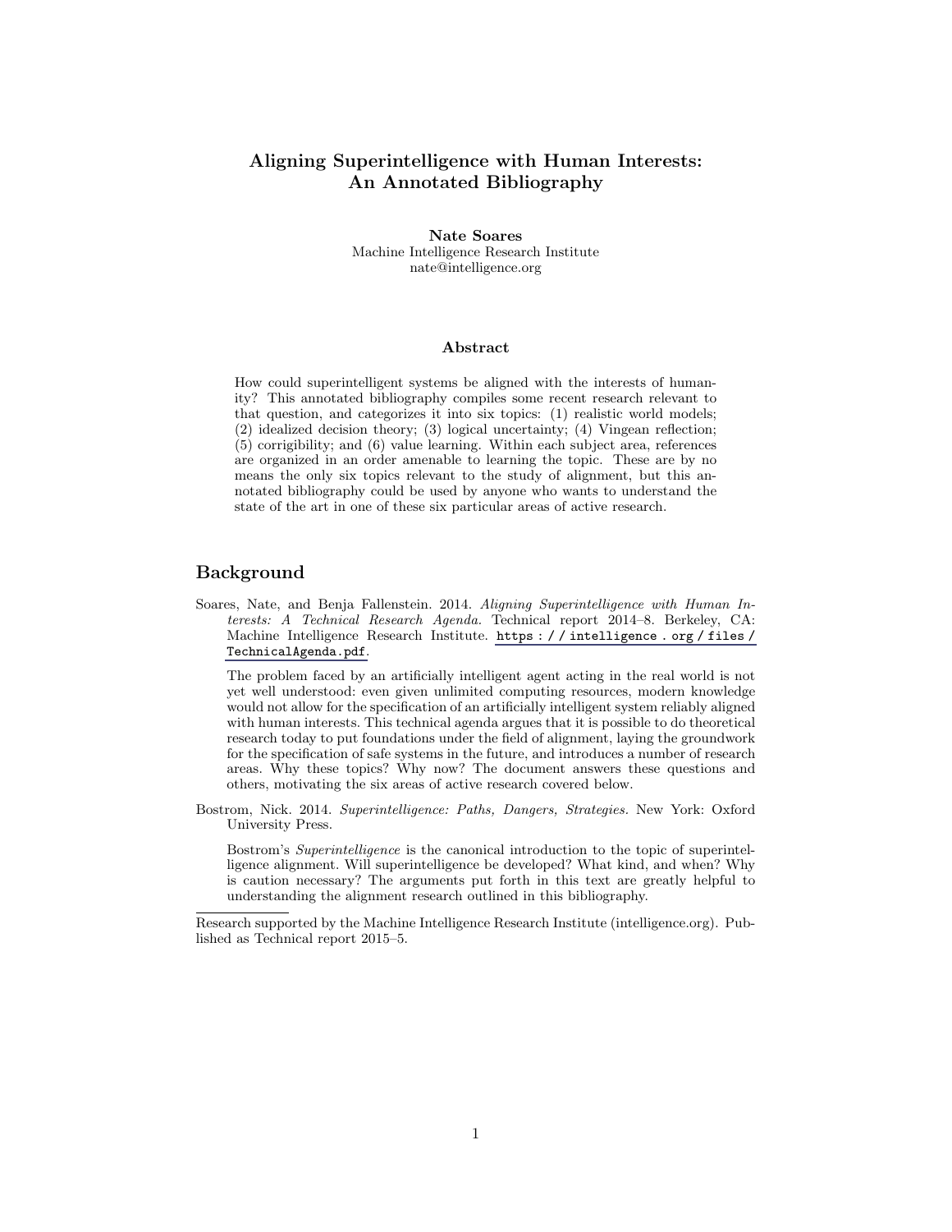# Aligning Superintelligence with Human Interests: An Annotated Bibliography

**Nate Soares**
Machine Intelligence Research Institute
nate@intelligence.org

### Abstract

How could superintelligent systems be aligned with the interests of humanity? This annotated bibliography compiles some recent research relevant to that question, and categorizes it into six topics: (1) realistic world models; (2) idealized decision theory; (3) logical uncertainty; (4) Vingean reflection; (5) corrigibility; and (6) value learning. Within each subject area, references are organized in an order amenable to learning the topic. These are by no means the only six topics relevant to the study of alignment, but this annotated bibliography could be used by anyone who wants to understand the state of the art in one of these six particular areas of active research.

## Background

Soares, Nate, and Benja Fallenstein. 2014. *Aligning Superintelligence with Human Interests: A Technical Research Agenda.* Technical report 2014–8. Berkeley, CA: Machine Intelligence Research Institute. https://intelligence.org/files/TechnicalAgenda.pdf.

> The problem faced by an artificially intelligent agent acting in the real world is not yet well understood: even given unlimited computing resources, modern knowledge would not allow for the specification of an artificially intelligent system reliably aligned with human interests. This technical agenda argues that it is possible to do theoretical research today to put foundations under the field of alignment, laying the groundwork for the specification of safe systems in the future, and introduces a number of research areas. Why these topics? Why now? The document answers these questions and others, motivating the six areas of active research covered below.

Bostrom, Nick. 2014. *Superintelligence: Paths, Dangers, Strategies.* New York: Oxford University Press.

> Bostrom's *Superintelligence* is the canonical introduction to the topic of superintelligence alignment. Will superintelligence be developed? What kind, and when? Why is caution necessary? The arguments put forth in this text are greatly helpful to understanding the alignment research outlined in this bibliography.

Research supported by the Machine Intelligence Research Institute (intelligence.org). Published as Technical report 2015–5.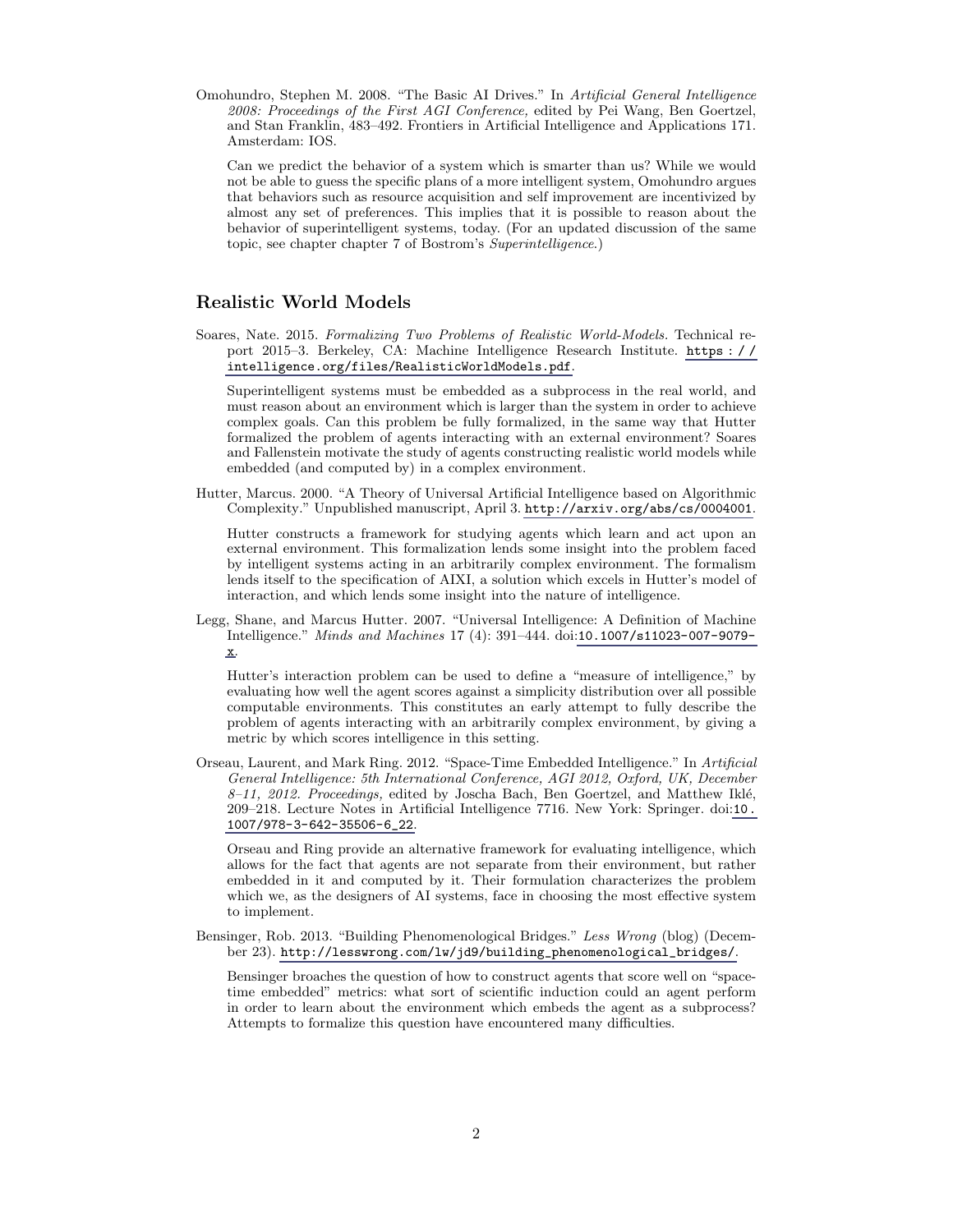Omohundro, Stephen M. 2008. "The Basic AI Drives." In *Artificial General Intelligence 2008: Proceedings of the First AGI Conference,* edited by Pei Wang, Ben Goertzel, and Stan Franklin, 483–492. Frontiers in Artificial Intelligence and Applications 171. Amsterdam: IOS.

> Can we predict the behavior of a system which is smarter than us? While we would not be able to guess the specific plans of a more intelligent system, Omohundro argues that behaviors such as resource acquisition and self improvement are incentivized by almost any set of preferences. This implies that it is possible to reason about the behavior of superintelligent systems, today. (For an updated discussion of the same topic, see chapter chapter 7 of Bostrom's *Superintelligence*.)

## Realistic World Models

Soares, Nate. 2015. *Formalizing Two Problems of Realistic World-Models.* Technical report 2015–3. Berkeley, CA: Machine Intelligence Research Institute. https://intelligence.org/files/RealisticWorldModels.pdf.

> Superintelligent systems must be embedded as a subprocess in the real world, and must reason about an environment which is larger than the system in order to achieve complex goals. Can this problem be fully formalized, in the same way that Hutter formalized the problem of agents interacting with an external environment? Soares and Fallenstein motivate the study of agents constructing realistic world models while embedded (and computed by) in a complex environment.

Hutter, Marcus. 2000. "A Theory of Universal Artificial Intelligence based on Algorithmic Complexity." Unpublished manuscript, April 3. http://arxiv.org/abs/cs/0004001.

> Hutter constructs a framework for studying agents which learn and act upon an external environment. This formalization lends some insight into the problem faced by intelligent systems acting in an arbitrarily complex environment. The formalism lends itself to the specification of AIXI, a solution which excels in Hutter's model of interaction, and which lends some insight into the nature of intelligence.

Legg, Shane, and Marcus Hutter. 2007. "Universal Intelligence: A Definition of Machine Intelligence." *Minds and Machines* 17 (4): 391–444. doi:10.1007/s11023-007-9079-x.

> Hutter's interaction problem can be used to define a "measure of intelligence," by evaluating how well the agent scores against a simplicity distribution over all possible computable environments. This constitutes an early attempt to fully describe the problem of agents interacting with an arbitrarily complex environment, by giving a metric by which scores intelligence in this setting.

Orseau, Laurent, and Mark Ring. 2012. "Space-Time Embedded Intelligence." In *Artificial General Intelligence: 5th International Conference, AGI 2012, Oxford, UK, December 8–11, 2012. Proceedings,* edited by Joscha Bach, Ben Goertzel, and Matthew Iklé, 209–218. Lecture Notes in Artificial Intelligence 7716. New York: Springer. doi:10.1007/978-3-642-35506-6_22.

> Orseau and Ring provide an alternative framework for evaluating intelligence, which allows for the fact that agents are not separate from their environment, but rather embedded in it and computed by it. Their formulation characterizes the problem which we, as the designers of AI systems, face in choosing the most effective system to implement.

Bensinger, Rob. 2013. "Building Phenomenological Bridges." *Less Wrong* (blog) (December 23). http://lesswrong.com/lw/jd9/building_phenomenological_bridges/.

> Bensinger broaches the question of how to construct agents that score well on "space-time embedded" metrics: what sort of scientific induction could an agent perform in order to learn about the environment which embeds the agent as a subprocess? Attempts to formalize this question have encountered many difficulties.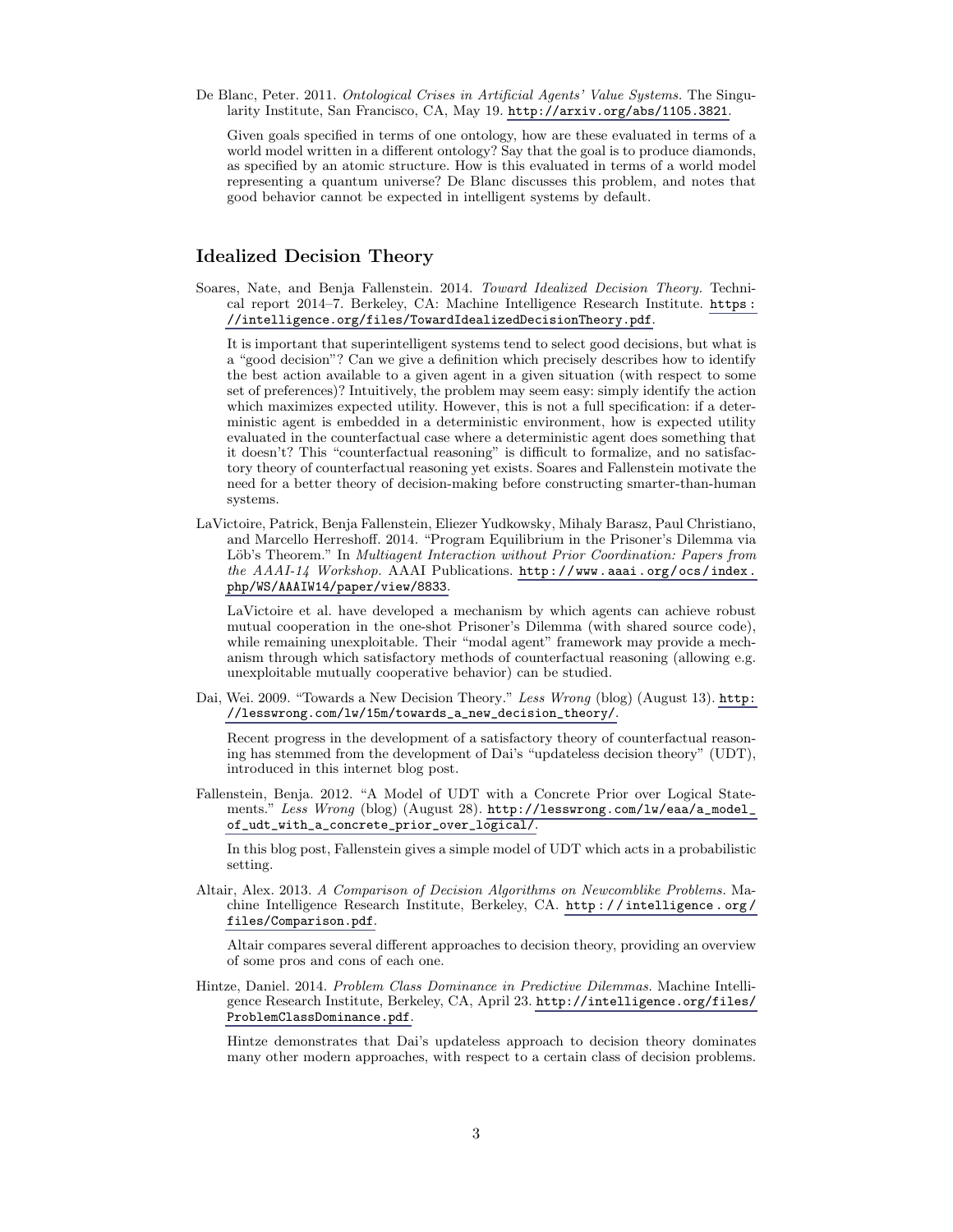De Blanc, Peter. 2011. *Ontological Crises in Artificial Agents' Value Systems.* The Singularity Institute, San Francisco, CA, May 19. http://arxiv.org/abs/1105.3821.

> Given goals specified in terms of one ontology, how are these evaluated in terms of a world model written in a different ontology? Say that the goal is to produce diamonds, as specified by an atomic structure. How is this evaluated in terms of a world model representing a quantum universe? De Blanc discusses this problem, and notes that good behavior cannot be expected in intelligent systems by default.

## Idealized Decision Theory

Soares, Nate, and Benja Fallenstein. 2014. *Toward Idealized Decision Theory.* Technical report 2014–7. Berkeley, CA: Machine Intelligence Research Institute. https://intelligence.org/files/TowardIdealizedDecisionTheory.pdf.

> It is important that superintelligent systems tend to select good decisions, but what is a "good decision"? Can we give a definition which precisely describes how to identify the best action available to a given agent in a given situation (with respect to some set of preferences)? Intuitively, the problem may seem easy: simply identify the action which maximizes expected utility. However, this is not a full specification: if a deterministic agent is embedded in a deterministic environment, how is expected utility evaluated in the counterfactual case where a deterministic agent does something that it doesn't? This "counterfactual reasoning" is difficult to formalize, and no satisfactory theory of counterfactual reasoning yet exists. Soares and Fallenstein motivate the need for a better theory of decision-making before constructing smarter-than-human systems.

LaVictoire, Patrick, Benja Fallenstein, Eliezer Yudkowsky, Mihaly Barasz, Paul Christiano, and Marcello Herreshoff. 2014. "Program Equilibrium in the Prisoner's Dilemma via Löb's Theorem." In *Multiagent Interaction without Prior Coordination: Papers from the AAAI-14 Workshop.* AAAI Publications. http://www.aaai.org/ocs/index.php/WS/AAAIW14/paper/view/8833.

> LaVictoire et al. have developed a mechanism by which agents can achieve robust mutual cooperation in the one-shot Prisoner's Dilemma (with shared source code), while remaining unexploitable. Their "modal agent" framework may provide a mechanism through which satisfactory methods of counterfactual reasoning (allowing e.g. unexploitable mutually cooperative behavior) can be studied.

Dai, Wei. 2009. "Towards a New Decision Theory." *Less Wrong* (blog) (August 13). http://lesswrong.com/lw/15m/towards_a_new_decision_theory/.

> Recent progress in the development of a satisfactory theory of counterfactual reasoning has stemmed from the development of Dai's "updateless decision theory" (UDT), introduced in this internet blog post.

Fallenstein, Benja. 2012. "A Model of UDT with a Concrete Prior over Logical Statements." *Less Wrong* (blog) (August 28). http://lesswrong.com/lw/eaa/a_model_of_udt_with_a_concrete_prior_over_logical/.

> In this blog post, Fallenstein gives a simple model of UDT which acts in a probabilistic setting.

Altair, Alex. 2013. *A Comparison of Decision Algorithms on Newcomblike Problems.* Machine Intelligence Research Institute, Berkeley, CA. http://intelligence.org/files/Comparison.pdf.

> Altair compares several different approaches to decision theory, providing an overview of some pros and cons of each one.

Hintze, Daniel. 2014. *Problem Class Dominance in Predictive Dilemmas.* Machine Intelligence Research Institute, Berkeley, CA, April 23. http://intelligence.org/files/ProblemClassDominance.pdf.

> Hintze demonstrates that Dai's updateless approach to decision theory dominates many other modern approaches, with respect to a certain class of decision problems.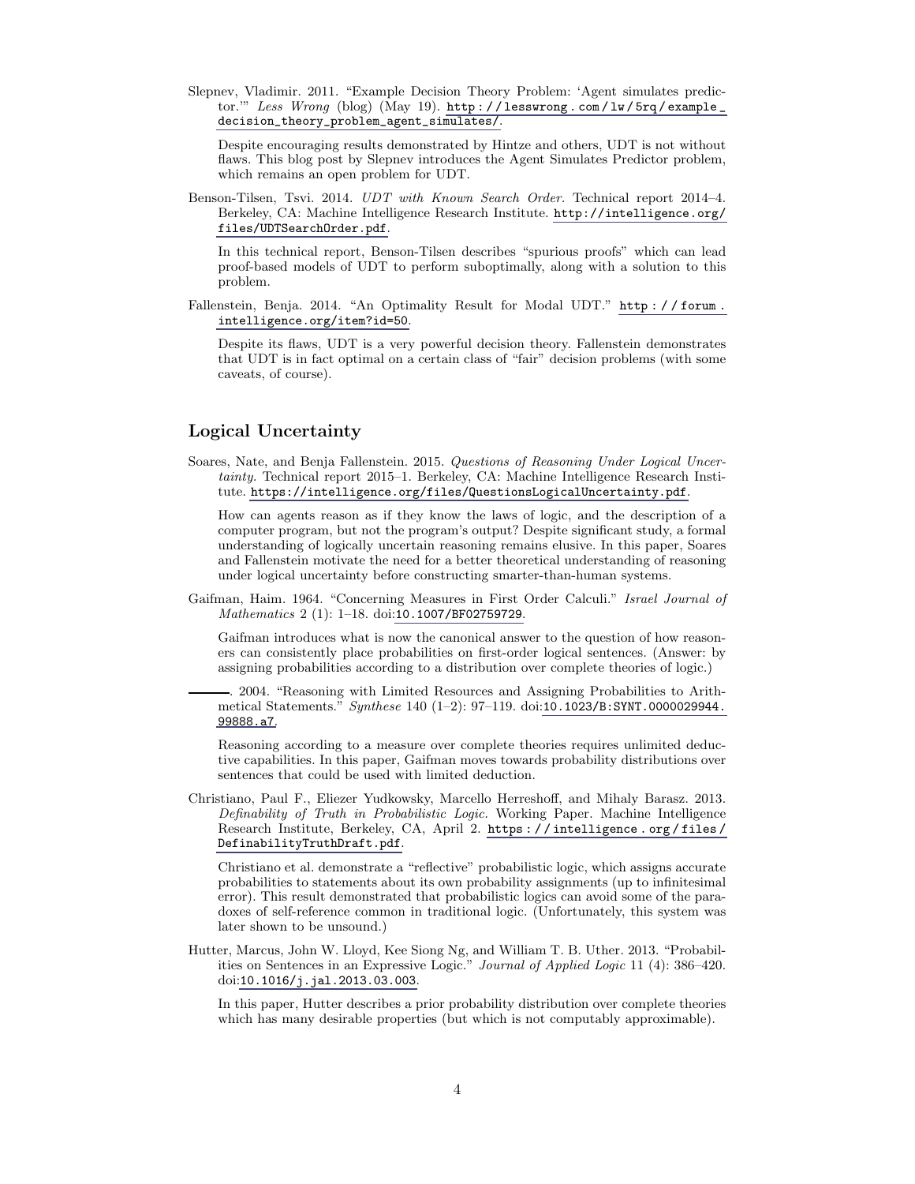Slepnev, Vladimir. 2011. "Example Decision Theory Problem: 'Agent simulates predictor.'" *Less Wrong* (blog) (May 19). http://lesswrong.com/lw/5rq/example_decision_theory_problem_agent_simulates/.

Despite encouraging results demonstrated by Hintze and others, UDT is not without flaws. This blog post by Slepnev introduces the Agent Simulates Predictor problem, which remains an open problem for UDT.

Benson-Tilsen, Tsvi. 2014. *UDT with Known Search Order.* Technical report 2014–4. Berkeley, CA: Machine Intelligence Research Institute. http://intelligence.org/files/UDTSearchOrder.pdf.

In this technical report, Benson-Tilsen describes "spurious proofs" which can lead proof-based models of UDT to perform suboptimally, along with a solution to this problem.

Fallenstein, Benja. 2014. "An Optimality Result for Modal UDT." http://forum.intelligence.org/item?id=50.

Despite its flaws, UDT is a very powerful decision theory. Fallenstein demonstrates that UDT is in fact optimal on a certain class of "fair" decision problems (with some caveats, of course).

## Logical Uncertainty

Soares, Nate, and Benja Fallenstein. 2015. *Questions of Reasoning Under Logical Uncertainty.* Technical report 2015–1. Berkeley, CA: Machine Intelligence Research Institute. https://intelligence.org/files/QuestionsLogicalUncertainty.pdf.

How can agents reason as if they know the laws of logic, and the description of a computer program, but not the program's output? Despite significant study, a formal understanding of logically uncertain reasoning remains elusive. In this paper, Soares and Fallenstein motivate the need for a better theoretical understanding of reasoning under logical uncertainty before constructing smarter-than-human systems.

Gaifman, Haim. 1964. "Concerning Measures in First Order Calculi." *Israel Journal of Mathematics* 2 (1): 1–18. doi:10.1007/BF02759729.

Gaifman introduces what is now the canonical answer to the question of how reasoners can consistently place probabilities on first-order logical sentences. (Answer: by assigning probabilities according to a distribution over complete theories of logic.)

———. 2004. "Reasoning with Limited Resources and Assigning Probabilities to Arithmetical Statements." *Synthese* 140 (1–2): 97–119. doi:10.1023/B:SYNT.0000029944.99888.a7.

Reasoning according to a measure over complete theories requires unlimited deductive capabilities. In this paper, Gaifman moves towards probability distributions over sentences that could be used with limited deduction.

Christiano, Paul F., Eliezer Yudkowsky, Marcello Herreshoff, and Mihaly Barasz. 2013. *Definability of Truth in Probabilistic Logic.* Working Paper. Machine Intelligence Research Institute, Berkeley, CA, April 2. https://intelligence.org/files/DefinabilityTruthDraft.pdf.

Christiano et al. demonstrate a "reflective" probabilistic logic, which assigns accurate probabilities to statements about its own probability assignments (up to infinitesimal error). This result demonstrated that probabilistic logics can avoid some of the paradoxes of self-reference common in traditional logic. (Unfortunately, this system was later shown to be unsound.)

Hutter, Marcus, John W. Lloyd, Kee Siong Ng, and William T. B. Uther. 2013. "Probabilities on Sentences in an Expressive Logic." *Journal of Applied Logic* 11 (4): 386–420. doi:10.1016/j.jal.2013.03.003.

In this paper, Hutter describes a prior probability distribution over complete theories which has many desirable properties (but which is not computably approximable).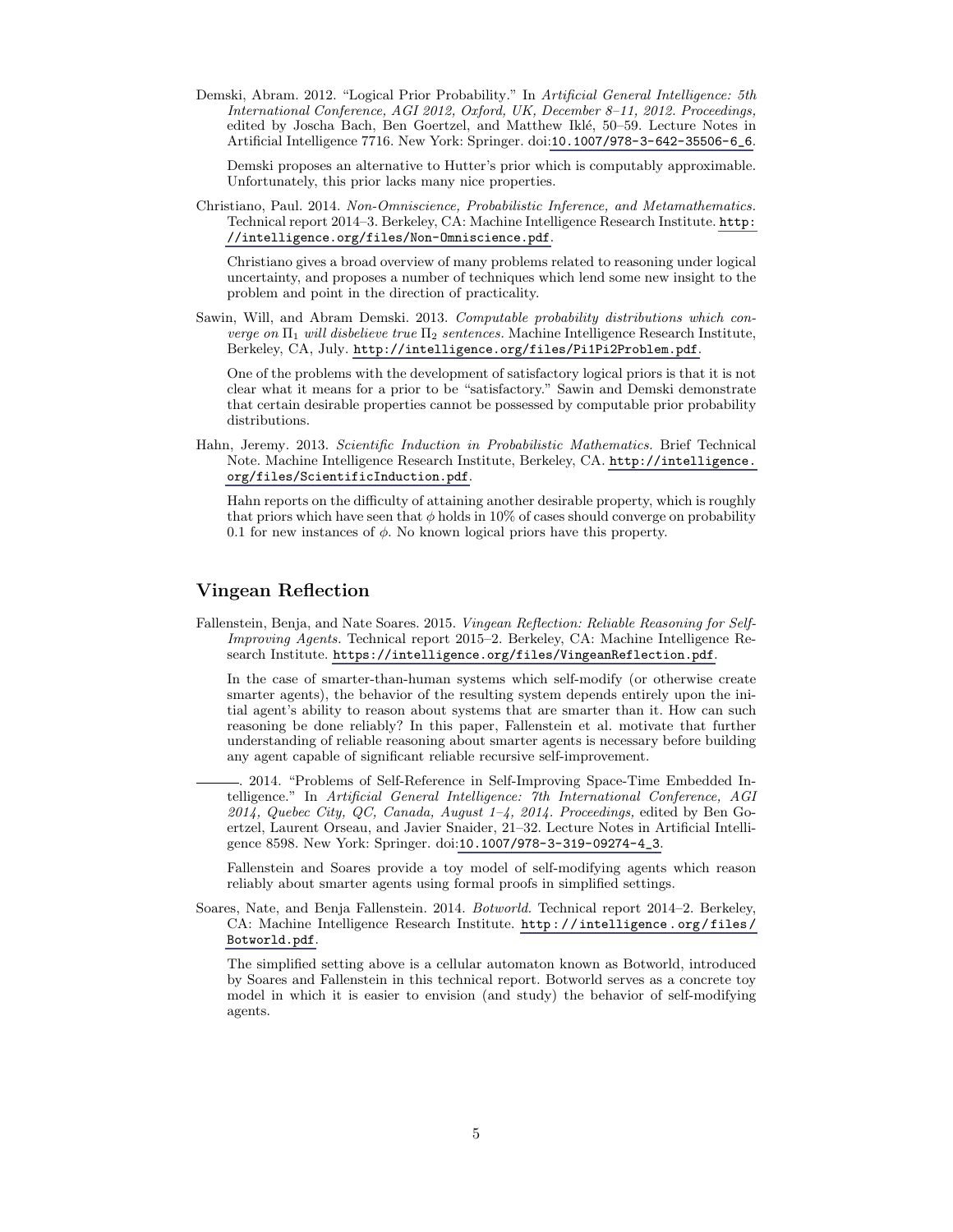Demski, Abram. 2012. "Logical Prior Probability." In *Artificial General Intelligence: 5th International Conference, AGI 2012, Oxford, UK, December 8–11, 2012. Proceedings,* edited by Joscha Bach, Ben Goertzel, and Matthew Iklé, 50–59. Lecture Notes in Artificial Intelligence 7716. New York: Springer. doi:10.1007/978-3-642-35506-6_6.

Demski proposes an alternative to Hutter's prior which is computably approximable. Unfortunately, this prior lacks many nice properties.

Christiano, Paul. 2014. *Non-Omniscience, Probabilistic Inference, and Metamathematics.* Technical report 2014–3. Berkeley, CA: Machine Intelligence Research Institute. http://intelligence.org/files/Non-Omniscience.pdf.

Christiano gives a broad overview of many problems related to reasoning under logical uncertainty, and proposes a number of techniques which lend some new insight to the problem and point in the direction of practicality.

Sawin, Will, and Abram Demski. 2013. *Computable probability distributions which converge on $\Pi_1$ will disbelieve true $\Pi_2$ sentences.* Machine Intelligence Research Institute, Berkeley, CA, July. http://intelligence.org/files/Pi1Pi2Problem.pdf.

One of the problems with the development of satisfactory logical priors is that it is not clear what it means for a prior to be "satisfactory." Sawin and Demski demonstrate that certain desirable properties cannot be possessed by computable prior probability distributions.

Hahn, Jeremy. 2013. *Scientific Induction in Probabilistic Mathematics.* Brief Technical Note. Machine Intelligence Research Institute, Berkeley, CA. http://intelligence.org/files/ScientificInduction.pdf.

Hahn reports on the difficulty of attaining another desirable property, which is roughly that priors which have seen that $\phi$ holds in 10% of cases should converge on probability 0.1 for new instances of $\phi$. No known logical priors have this property.

## Vingean Reflection

Fallenstein, Benja, and Nate Soares. 2015. *Vingean Reflection: Reliable Reasoning for Self-Improving Agents.* Technical report 2015–2. Berkeley, CA: Machine Intelligence Research Institute. https://intelligence.org/files/VingeanReflection.pdf.

In the case of smarter-than-human systems which self-modify (or otherwise create smarter agents), the behavior of the resulting system depends entirely upon the initial agent's ability to reason about systems that are smarter than it. How can such reasoning be done reliably? In this paper, Fallenstein et al. motivate that further understanding of reliable reasoning about smarter agents is necessary before building any agent capable of significant reliable recursive self-improvement.

———. 2014. "Problems of Self-Reference in Self-Improving Space-Time Embedded Intelligence." In *Artificial General Intelligence: 7th International Conference, AGI 2014, Quebec City, QC, Canada, August 1–4, 2014. Proceedings,* edited by Ben Goertzel, Laurent Orseau, and Javier Snaider, 21–32. Lecture Notes in Artificial Intelligence 8598. New York: Springer. doi:10.1007/978-3-319-09274-4_3.

Fallenstein and Soares provide a toy model of self-modifying agents which reason reliably about smarter agents using formal proofs in simplified settings.

Soares, Nate, and Benja Fallenstein. 2014. *Botworld.* Technical report 2014–2. Berkeley, CA: Machine Intelligence Research Institute. http://intelligence.org/files/Botworld.pdf.

The simplified setting above is a cellular automaton known as Botworld, introduced by Soares and Fallenstein in this technical report. Botworld serves as a concrete toy model in which it is easier to envision (and study) the behavior of self-modifying agents.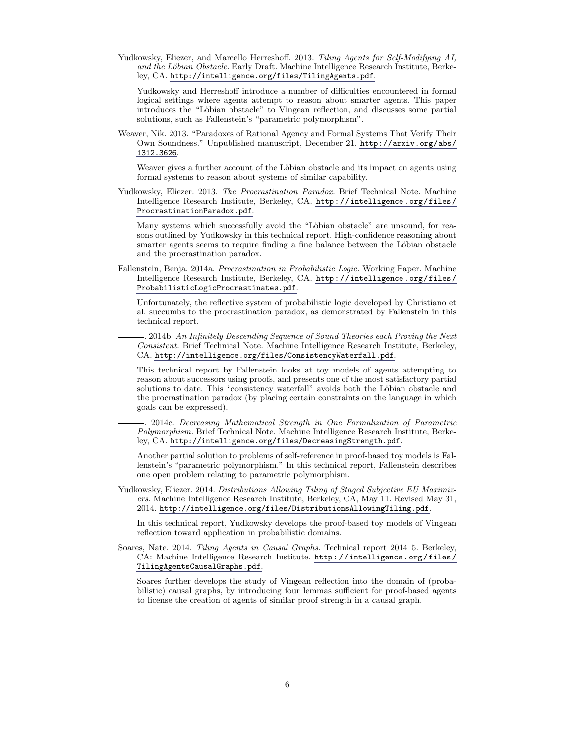Yudkowsky, Eliezer, and Marcello Herreshoff. 2013. *Tiling Agents for Self-Modifying AI, and the Löbian Obstacle.* Early Draft. Machine Intelligence Research Institute, Berkeley, CA. http://intelligence.org/files/TilingAgents.pdf.

> Yudkowsky and Herreshoff introduce a number of difficulties encountered in formal logical settings where agents attempt to reason about smarter agents. This paper introduces the "Löbian obstacle" to Vingean reflection, and discusses some partial solutions, such as Fallenstein's "parametric polymorphism".

Weaver, Nik. 2013. "Paradoxes of Rational Agency and Formal Systems That Verify Their Own Soundness." Unpublished manuscript, December 21. http://arxiv.org/abs/1312.3626.

> Weaver gives a further account of the Löbian obstacle and its impact on agents using formal systems to reason about systems of similar capability.

Yudkowsky, Eliezer. 2013. *The Procrastination Paradox.* Brief Technical Note. Machine Intelligence Research Institute, Berkeley, CA. http://intelligence.org/files/ProcrastinationParadox.pdf.

> Many systems which successfully avoid the "Löbian obstacle" are unsound, for reasons outlined by Yudkowsky in this technical report. High-confidence reasoning about smarter agents seems to require finding a fine balance between the Löbian obstacle and the procrastination paradox.

Fallenstein, Benja. 2014a. *Procrastination in Probabilistic Logic.* Working Paper. Machine Intelligence Research Institute, Berkeley, CA. http://intelligence.org/files/ProbabilisticLogicProcrastinates.pdf.

> Unfortunately, the reflective system of probabilistic logic developed by Christiano et al. succumbs to the procrastination paradox, as demonstrated by Fallenstein in this technical report.

———. 2014b. *An Infinitely Descending Sequence of Sound Theories each Proving the Next Consistent.* Brief Technical Note. Machine Intelligence Research Institute, Berkeley, CA. http://intelligence.org/files/ConsistencyWaterfall.pdf.

> This technical report by Fallenstein looks at toy models of agents attempting to reason about successors using proofs, and presents one of the most satisfactory partial solutions to date. This "consistency waterfall" avoids both the Löbian obstacle and the procrastination paradox (by placing certain constraints on the language in which goals can be expressed).

———. 2014c. *Decreasing Mathematical Strength in One Formalization of Parametric Polymorphism.* Brief Technical Note. Machine Intelligence Research Institute, Berkeley, CA. http://intelligence.org/files/DecreasingStrength.pdf.

> Another partial solution to problems of self-reference in proof-based toy models is Fallenstein's "parametric polymorphism." In this technical report, Fallenstein describes one open problem relating to parametric polymorphism.

Yudkowsky, Eliezer. 2014. *Distributions Allowing Tiling of Staged Subjective EU Maximizers.* Machine Intelligence Research Institute, Berkeley, CA, May 11. Revised May 31, 2014. http://intelligence.org/files/DistributionsAllowingTiling.pdf.

> In this technical report, Yudkowsky develops the proof-based toy models of Vingean reflection toward application in probabilistic domains.

Soares, Nate. 2014. *Tiling Agents in Causal Graphs.* Technical report 2014–5. Berkeley, CA: Machine Intelligence Research Institute. http://intelligence.org/files/TilingAgentsCausalGraphs.pdf.

> Soares further develops the study of Vingean reflection into the domain of (probabilistic) causal graphs, by introducing four lemmas sufficient for proof-based agents to license the creation of agents of similar proof strength in a causal graph.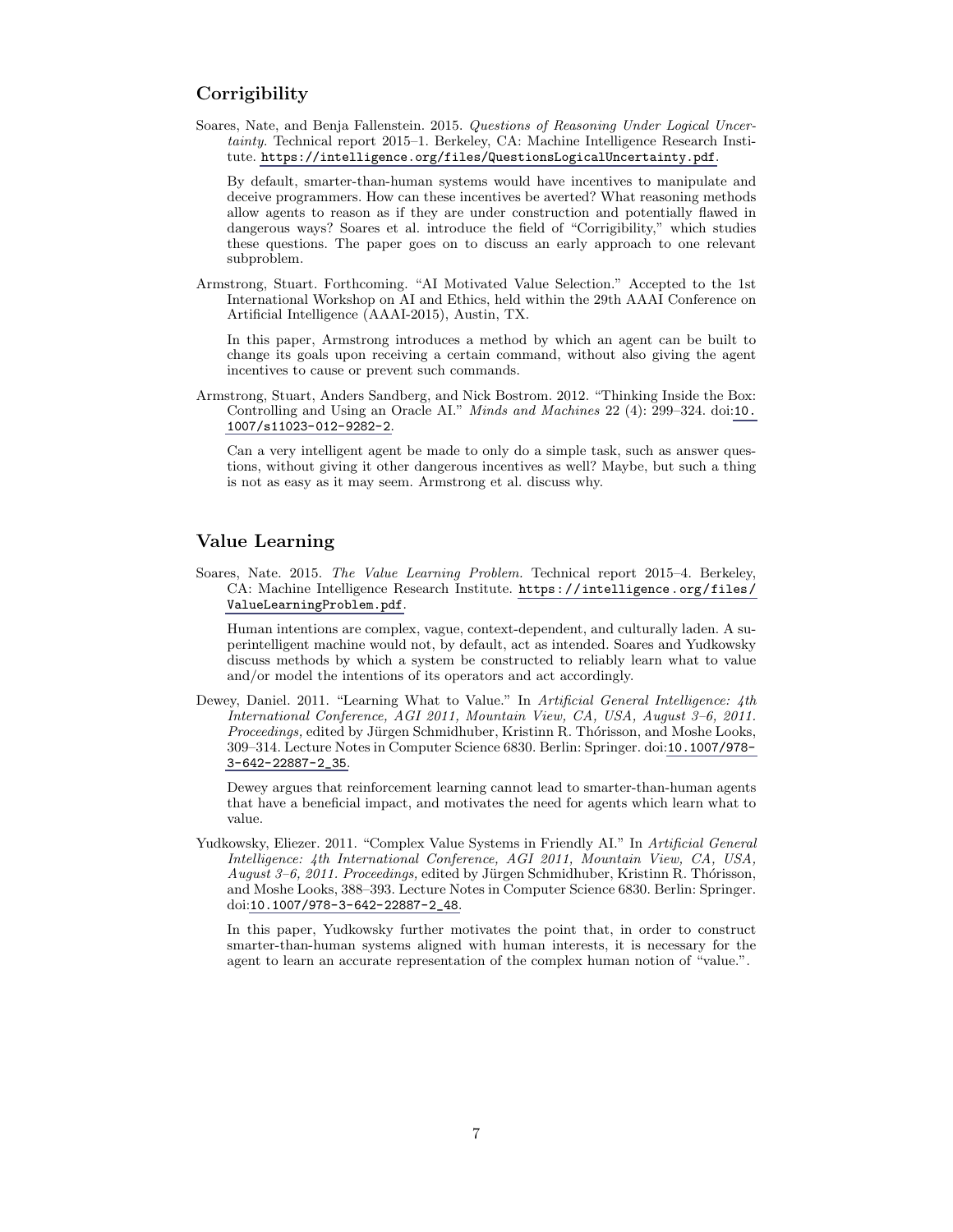## Corrigibility

Soares, Nate, and Benja Fallenstein. 2015. *Questions of Reasoning Under Logical Uncertainty.* Technical report 2015–1. Berkeley, CA: Machine Intelligence Research Institute. https://intelligence.org/files/QuestionsLogicalUncertainty.pdf.

> By default, smarter-than-human systems would have incentives to manipulate and deceive programmers. How can these incentives be averted? What reasoning methods allow agents to reason as if they are under construction and potentially flawed in dangerous ways? Soares et al. introduce the field of "Corrigibility," which studies these questions. The paper goes on to discuss an early approach to one relevant subproblem.

Armstrong, Stuart. Forthcoming. "AI Motivated Value Selection." Accepted to the 1st International Workshop on AI and Ethics, held within the 29th AAAI Conference on Artificial Intelligence (AAAI-2015), Austin, TX.

> In this paper, Armstrong introduces a method by which an agent can be built to change its goals upon receiving a certain command, without also giving the agent incentives to cause or prevent such commands.

Armstrong, Stuart, Anders Sandberg, and Nick Bostrom. 2012. "Thinking Inside the Box: Controlling and Using an Oracle AI." *Minds and Machines* 22 (4): 299–324. doi:10.1007/s11023-012-9282-2.

> Can a very intelligent agent be made to only do a simple task, such as answer questions, without giving it other dangerous incentives as well? Maybe, but such a thing is not as easy as it may seem. Armstrong et al. discuss why.

## Value Learning

Soares, Nate. 2015. *The Value Learning Problem.* Technical report 2015–4. Berkeley, CA: Machine Intelligence Research Institute. https://intelligence.org/files/ValueLearningProblem.pdf.

> Human intentions are complex, vague, context-dependent, and culturally laden. A superintelligent machine would not, by default, act as intended. Soares and Yudkowsky discuss methods by which a system be constructed to reliably learn what to value and/or model the intentions of its operators and act accordingly.

Dewey, Daniel. 2011. "Learning What to Value." In *Artificial General Intelligence: 4th International Conference, AGI 2011, Mountain View, CA, USA, August 3–6, 2011. Proceedings,* edited by Jürgen Schmidhuber, Kristinn R. Thórisson, and Moshe Looks, 309–314. Lecture Notes in Computer Science 6830. Berlin: Springer. doi:10.1007/978-3-642-22887-2_35.

> Dewey argues that reinforcement learning cannot lead to smarter-than-human agents that have a beneficial impact, and motivates the need for agents which learn what to value.

Yudkowsky, Eliezer. 2011. "Complex Value Systems in Friendly AI." In *Artificial General Intelligence: 4th International Conference, AGI 2011, Mountain View, CA, USA, August 3–6, 2011. Proceedings,* edited by Jürgen Schmidhuber, Kristinn R. Thórisson, and Moshe Looks, 388–393. Lecture Notes in Computer Science 6830. Berlin: Springer. doi:10.1007/978-3-642-22887-2_48.

> In this paper, Yudkowsky further motivates the point that, in order to construct smarter-than-human systems aligned with human interests, it is necessary for the agent to learn an accurate representation of the complex human notion of "value.".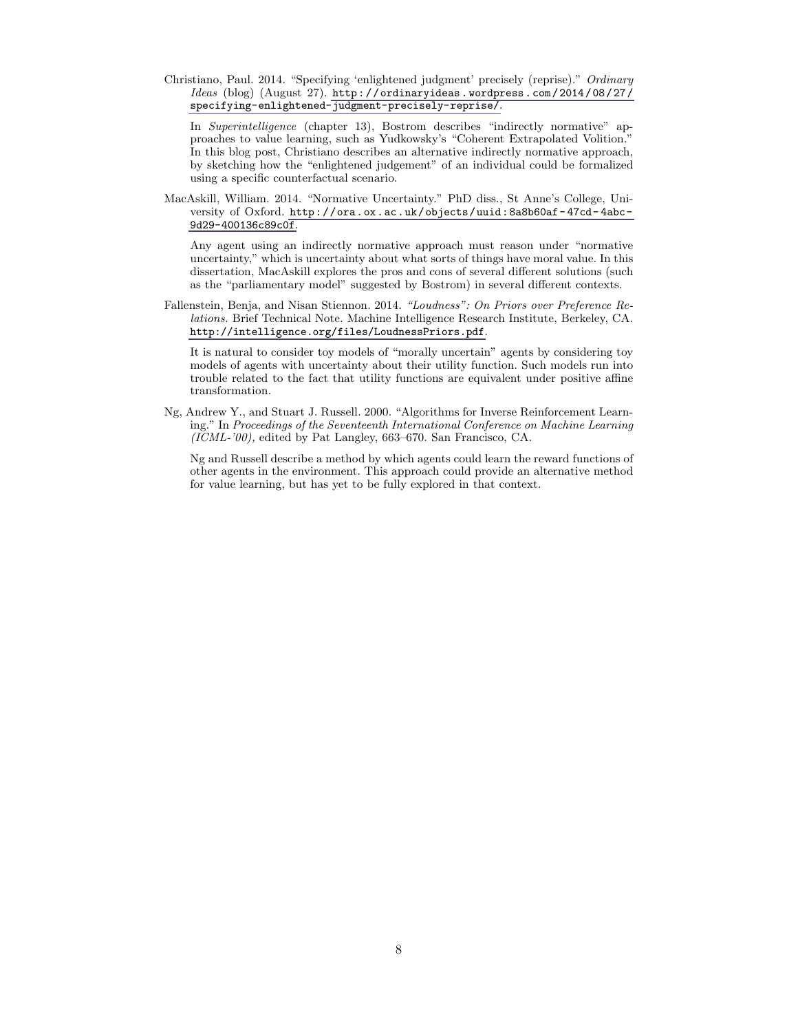Christiano, Paul. 2014. "Specifying 'enlightened judgment' precisely (reprise)." *Ordinary Ideas* (blog) (August 27). http://ordinaryideas.wordpress.com/2014/08/27/specifying-enlightened-judgment-precisely-reprise/.

> In *Superintelligence* (chapter 13), Bostrom describes "indirectly normative" approaches to value learning, such as Yudkowsky's "Coherent Extrapolated Volition." In this blog post, Christiano describes an alternative indirectly normative approach, by sketching how the "enlightened judgement" of an individual could be formalized using a specific counterfactual scenario.

MacAskill, William. 2014. "Normative Uncertainty." PhD diss., St Anne's College, University of Oxford. http://ora.ox.ac.uk/objects/uuid:8a8b60af-47cd-4abc-9d29-400136c89c0f.

> Any agent using an indirectly normative approach must reason under "normative uncertainty," which is uncertainty about what sorts of things have moral value. In this dissertation, MacAskill explores the pros and cons of several different solutions (such as the "parliamentary model" suggested by Bostrom) in several different contexts.

Fallenstein, Benja, and Nisan Stiennon. 2014. *"Loudness": On Priors over Preference Relations.* Brief Technical Note. Machine Intelligence Research Institute, Berkeley, CA. http://intelligence.org/files/LoudnessPriors.pdf.

> It is natural to consider toy models of "morally uncertain" agents by considering toy models of agents with uncertainty about their utility function. Such models run into trouble related to the fact that utility functions are equivalent under positive affine transformation.

Ng, Andrew Y., and Stuart J. Russell. 2000. "Algorithms for Inverse Reinforcement Learning." In *Proceedings of the Seventeenth International Conference on Machine Learning (ICML-'00),* edited by Pat Langley, 663–670. San Francisco, CA.

> Ng and Russell describe a method by which agents could learn the reward functions of other agents in the environment. This approach could provide an alternative method for value learning, but has yet to be fully explored in that context.